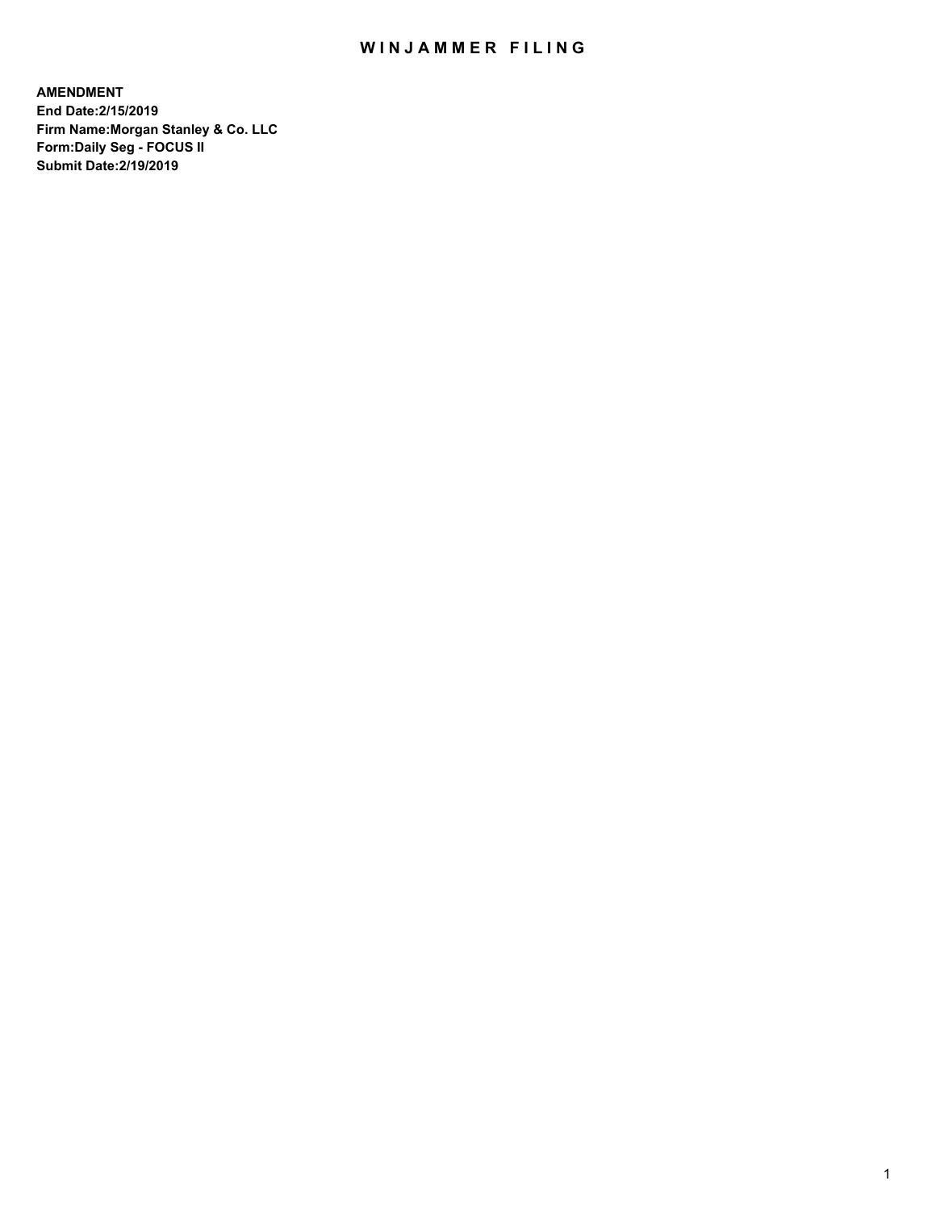# WINJAMMER FILING

**AMENDMENT**
**End Date:2/15/2019**
**Firm Name:Morgan Stanley & Co. LLC**
**Form:Daily Seg - FOCUS II**
**Submit Date:2/19/2019**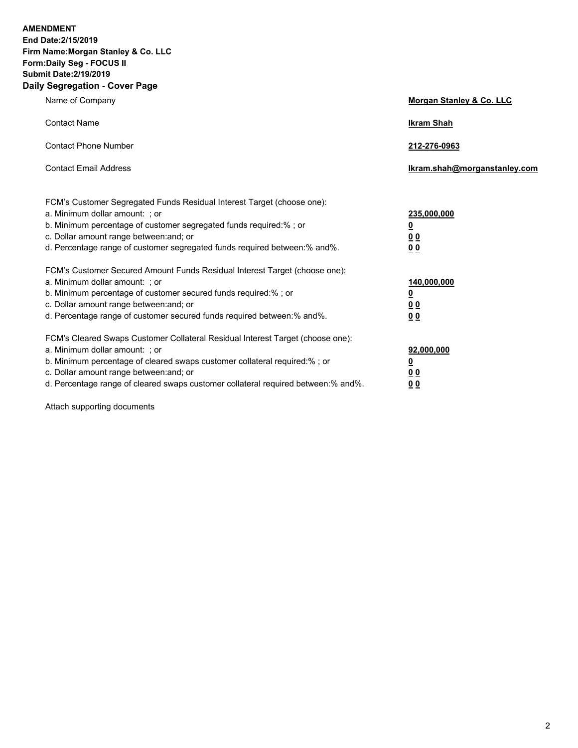**AMENDMENT**
**End Date:2/15/2019**
**Firm Name:Morgan Stanley & Co. LLC**
**Form:Daily Seg - FOCUS II**
**Submit Date:2/19/2019**

## Daily Segregation - Cover Page

| | |
|---|---|
| Name of Company | **Morgan Stanley & Co. LLC** |
| Contact Name | **Ikram Shah** |
| Contact Phone Number | **212-276-0963** |
| Contact Email Address | **Ikram.shah@morganstanley.com** |

| | |
|---|---|
| FCM's Customer Segregated Funds Residual Interest Target (choose one): | |
| a. Minimum dollar amount: ; or | **235,000,000** |
| b. Minimum percentage of customer segregated funds required:% ; or | **0** |
| c. Dollar amount range between:and; or | **0 0** |
| d. Percentage range of customer segregated funds required between:% and%. | **0 0** |
| FCM's Customer Secured Amount Funds Residual Interest Target (choose one): | |
| a. Minimum dollar amount: ; or | **140,000,000** |
| b. Minimum percentage of customer secured funds required:% ; or | **0** |
| c. Dollar amount range between:and; or | **0 0** |
| d. Percentage range of customer secured funds required between:% and%. | **0 0** |
| FCM's Cleared Swaps Customer Collateral Residual Interest Target (choose one): | |
| a. Minimum dollar amount: ; or | **92,000,000** |
| b. Minimum percentage of cleared swaps customer collateral required:% ; or | **0** |
| c. Dollar amount range between:and; or | **0 0** |
| d. Percentage range of cleared swaps customer collateral required between:% and%. | **0 0** |

Attach supporting documents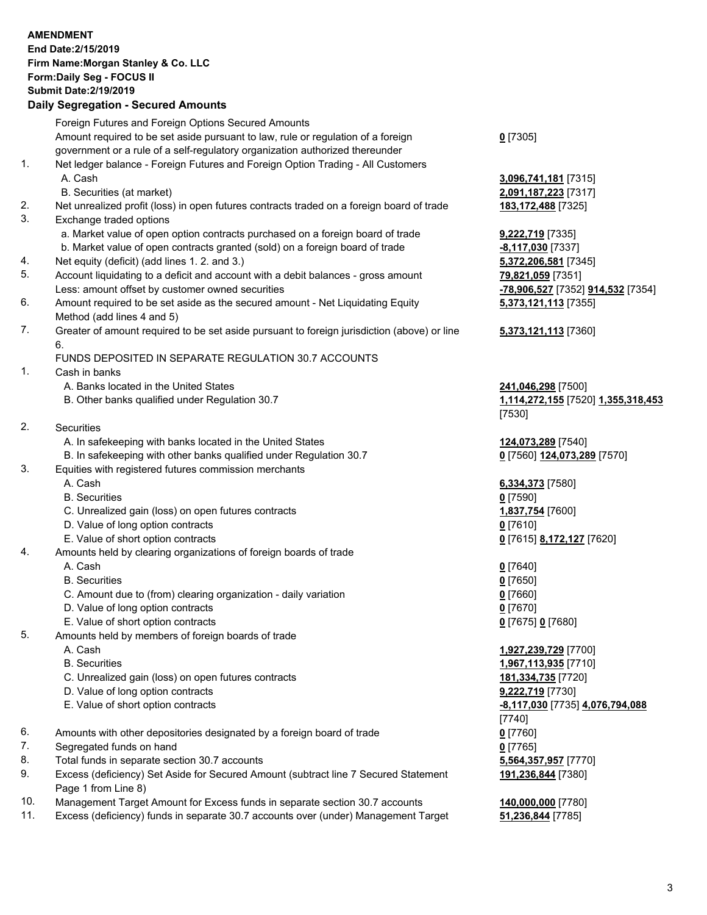**AMENDMENT**
**End Date:2/15/2019**
**Firm Name:Morgan Stanley & Co. LLC**
**Form:Daily Seg - FOCUS II**
**Submit Date:2/19/2019**

**Daily Segregation - Secured Amounts**

| | | |
|---|---|---|
| | Foreign Futures and Foreign Options Secured Amounts | |
| | Amount required to be set aside pursuant to law, rule or regulation of a foreign government or a rule of a self-regulatory organization authorized thereunder | **0** [7305] |
| 1. | Net ledger balance - Foreign Futures and Foreign Option Trading - All Customers | |
| | A. Cash | **3,096,741,181** [7315] |
| | B. Securities (at market) | **2,091,187,223** [7317] |
| 2. | Net unrealized profit (loss) in open futures contracts traded on a foreign board of trade | **183,172,488** [7325] |
| 3. | Exchange traded options | |
| | a. Market value of open option contracts purchased on a foreign board of trade | **9,222,719** [7335] |
| | b. Market value of open contracts granted (sold) on a foreign board of trade | **-8,117,030** [7337] |
| 4. | Net equity (deficit) (add lines 1. 2. and 3.) | **5,372,206,581** [7345] |
| 5. | Account liquidating to a deficit and account with a debit balances - gross amount | **79,821,059** [7351] |
| | Less: amount offset by customer owned securities | **-78,906,527** [7352] **914,532** [7354] |
| 6. | Amount required to be set aside as the secured amount - Net Liquidating Equity Method (add lines 4 and 5) | **5,373,121,113** [7355] |
| 7. | Greater of amount required to be set aside pursuant to foreign jurisdiction (above) or line 6. | **5,373,121,113** [7360] |
| | FUNDS DEPOSITED IN SEPARATE REGULATION 30.7 ACCOUNTS | |
| 1. | Cash in banks | |
| | A. Banks located in the United States | **241,046,298** [7500] |
| | B. Other banks qualified under Regulation 30.7 | **1,114,272,155** [7520] **1,355,318,453** [7530] |
| 2. | Securities | |
| | A. In safekeeping with banks located in the United States | **124,073,289** [7540] |
| | B. In safekeeping with other banks qualified under Regulation 30.7 | **0** [7560] **124,073,289** [7570] |
| 3. | Equities with registered futures commission merchants | |
| | A. Cash | **6,334,373** [7580] |
| | B. Securities | **0** [7590] |
| | C. Unrealized gain (loss) on open futures contracts | **1,837,754** [7600] |
| | D. Value of long option contracts | **0** [7610] |
| | E. Value of short option contracts | **0** [7615] **8,172,127** [7620] |
| 4. | Amounts held by clearing organizations of foreign boards of trade | |
| | A. Cash | **0** [7640] |
| | B. Securities | **0** [7650] |
| | C. Amount due to (from) clearing organization - daily variation | **0** [7660] |
| | D. Value of long option contracts | **0** [7670] |
| | E. Value of short option contracts | **0** [7675] **0** [7680] |
| 5. | Amounts held by members of foreign boards of trade | |
| | A. Cash | **1,927,239,729** [7700] |
| | B. Securities | **1,967,113,935** [7710] |
| | C. Unrealized gain (loss) on open futures contracts | **181,334,735** [7720] |
| | D. Value of long option contracts | **9,222,719** [7730] |
| | E. Value of short option contracts | **-8,117,030** [7735] **4,076,794,088** [7740] |
| 6. | Amounts with other depositories designated by a foreign board of trade | **0** [7760] |
| 7. | Segregated funds on hand | **0** [7765] |
| 8. | Total funds in separate section 30.7 accounts | **5,564,357,957** [7770] |
| 9. | Excess (deficiency) Set Aside for Secured Amount (subtract line 7 Secured Statement Page 1 from Line 8) | **191,236,844** [7380] |
| 10. | Management Target Amount for Excess funds in separate section 30.7 accounts | **140,000,000** [7780] |
| 11. | Excess (deficiency) funds in separate 30.7 accounts over (under) Management Target | **51,236,844** [7785] |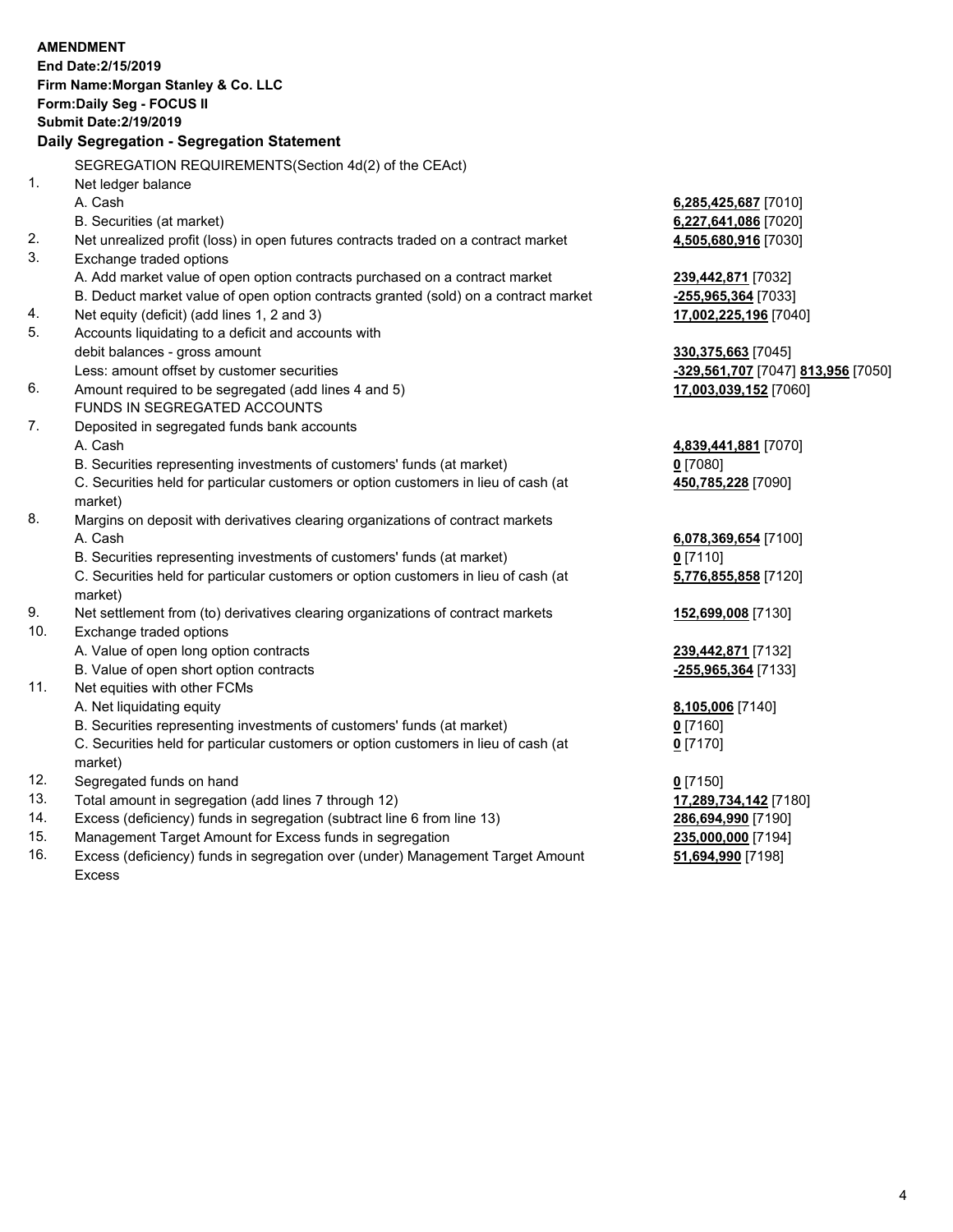**AMENDMENT**
**End Date:2/15/2019**
**Firm Name:Morgan Stanley & Co. LLC**
**Form:Daily Seg - FOCUS II**
**Submit Date:2/19/2019**

## Daily Segregation - Segregation Statement

SEGREGATION REQUIREMENTS(Section 4d(2) of the CEAct)

| | | |
|---|---|---|
| 1. | Net ledger balance | |
| | A. Cash | **6,285,425,687** [7010] |
| | B. Securities (at market) | **6,227,641,086** [7020] |
| 2. | Net unrealized profit (loss) in open futures contracts traded on a contract market | **4,505,680,916** [7030] |
| 3. | Exchange traded options | |
| | A. Add market value of open option contracts purchased on a contract market | **239,442,871** [7032] |
| | B. Deduct market value of open option contracts granted (sold) on a contract market | **-255,965,364** [7033] |
| 4. | Net equity (deficit) (add lines 1, 2 and 3) | **17,002,225,196** [7040] |
| 5. | Accounts liquidating to a deficit and accounts with debit balances - gross amount | **330,375,663** [7045] |
| | Less: amount offset by customer securities | **-329,561,707** [7047] **813,956** [7050] |
| 6. | Amount required to be segregated (add lines 4 and 5) | **17,003,039,152** [7060] |
| | FUNDS IN SEGREGATED ACCOUNTS | |
| 7. | Deposited in segregated funds bank accounts | |
| | A. Cash | **4,839,441,881** [7070] |
| | B. Securities representing investments of customers' funds (at market) | **0** [7080] |
| | C. Securities held for particular customers or option customers in lieu of cash (at market) | **450,785,228** [7090] |
| 8. | Margins on deposit with derivatives clearing organizations of contract markets | |
| | A. Cash | **6,078,369,654** [7100] |
| | B. Securities representing investments of customers' funds (at market) | **0** [7110] |
| | C. Securities held for particular customers or option customers in lieu of cash (at market) | **5,776,855,858** [7120] |
| 9. | Net settlement from (to) derivatives clearing organizations of contract markets | **152,699,008** [7130] |
| 10. | Exchange traded options | |
| | A. Value of open long option contracts | **239,442,871** [7132] |
| | B. Value of open short option contracts | **-255,965,364** [7133] |
| 11. | Net equities with other FCMs | |
| | A. Net liquidating equity | **8,105,006** [7140] |
| | B. Securities representing investments of customers' funds (at market) | **0** [7160] |
| | C. Securities held for particular customers or option customers in lieu of cash (at market) | **0** [7170] |
| 12. | Segregated funds on hand | **0** [7150] |
| 13. | Total amount in segregation (add lines 7 through 12) | **17,289,734,142** [7180] |
| 14. | Excess (deficiency) funds in segregation (subtract line 6 from line 13) | **286,694,990** [7190] |
| 15. | Management Target Amount for Excess funds in segregation | **235,000,000** [7194] |
| 16. | Excess (deficiency) funds in segregation over (under) Management Target Amount Excess | **51,694,990** [7198] |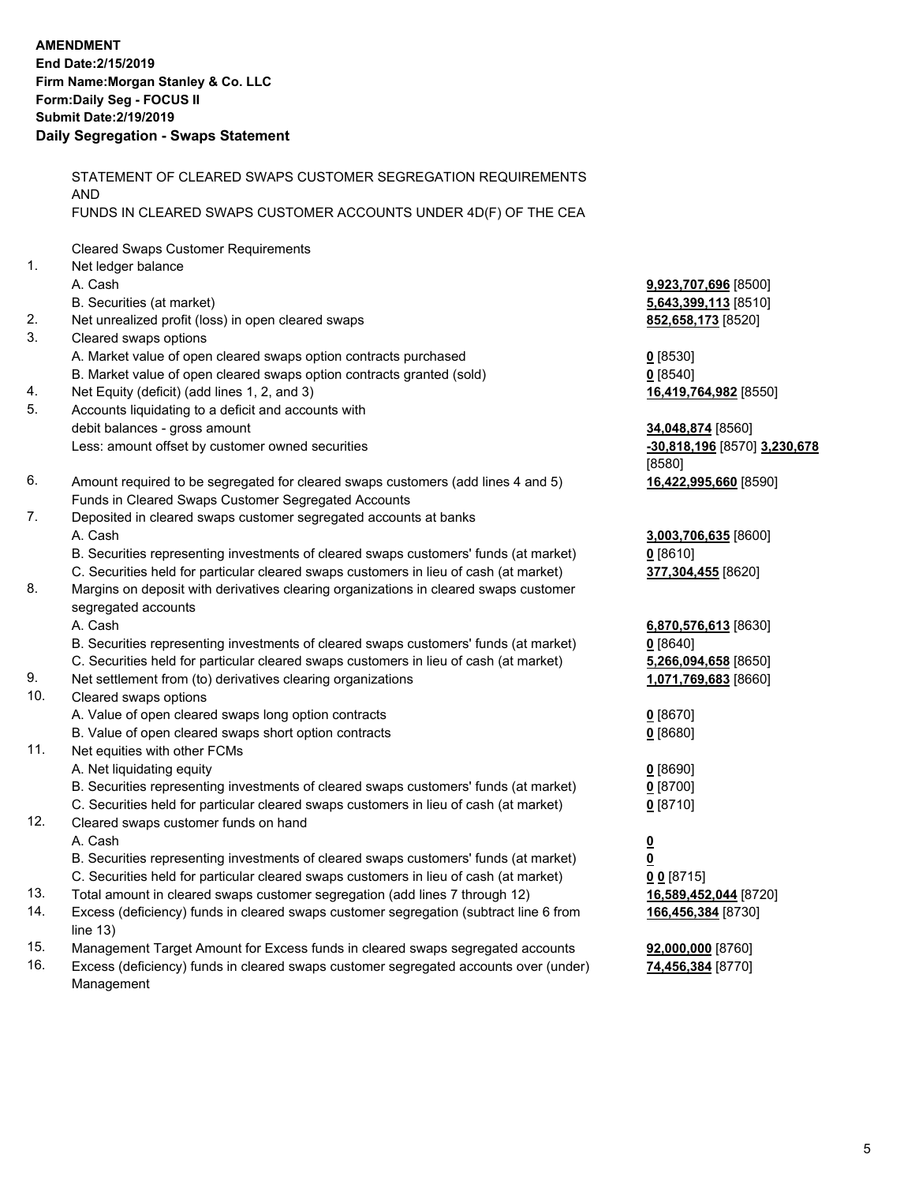**AMENDMENT**
**End Date:2/15/2019**
**Firm Name:Morgan Stanley & Co. LLC**
**Form:Daily Seg - FOCUS II**
**Submit Date:2/19/2019**
**Daily Segregation - Swaps Statement**

STATEMENT OF CLEARED SWAPS CUSTOMER SEGREGATION REQUIREMENTS AND FUNDS IN CLEARED SWAPS CUSTOMER ACCOUNTS UNDER 4D(F) OF THE CEA

Cleared Swaps Customer Requirements

| | | |
|---|---|---|
| 1. | Net ledger balance | |
| | A. Cash | **9,923,707,696** [8500] |
| | B. Securities (at market) | **5,643,399,113** [8510] |
| 2. | Net unrealized profit (loss) in open cleared swaps | **852,658,173** [8520] |
| 3. | Cleared swaps options | |
| | A. Market value of open cleared swaps option contracts purchased | **0** [8530] |
| | B. Market value of open cleared swaps option contracts granted (sold) | **0** [8540] |
| 4. | Net Equity (deficit) (add lines 1, 2, and 3) | **16,419,764,982** [8550] |
| 5. | Accounts liquidating to a deficit and accounts with debit balances - gross amount | **34,048,874** [8560] |
| | Less: amount offset by customer owned securities | **-30,818,196** [8570] **3,230,678** [8580] |
| 6. | Amount required to be segregated for cleared swaps customers (add lines 4 and 5) | **16,422,995,660** [8590] |
| | Funds in Cleared Swaps Customer Segregated Accounts | |
| 7. | Deposited in cleared swaps customer segregated accounts at banks | |
| | A. Cash | **3,003,706,635** [8600] |
| | B. Securities representing investments of cleared swaps customers' funds (at market) | **0** [8610] |
| | C. Securities held for particular cleared swaps customers in lieu of cash (at market) | **377,304,455** [8620] |
| 8. | Margins on deposit with derivatives clearing organizations in cleared swaps customer segregated accounts | |
| | A. Cash | **6,870,576,613** [8630] |
| | B. Securities representing investments of cleared swaps customers' funds (at market) | **0** [8640] |
| | C. Securities held for particular cleared swaps customers in lieu of cash (at market) | **5,266,094,658** [8650] |
| 9. | Net settlement from (to) derivatives clearing organizations | **1,071,769,683** [8660] |
| 10. | Cleared swaps options | |
| | A. Value of open cleared swaps long option contracts | **0** [8670] |
| | B. Value of open cleared swaps short option contracts | **0** [8680] |
| 11. | Net equities with other FCMs | |
| | A. Net liquidating equity | **0** [8690] |
| | B. Securities representing investments of cleared swaps customers' funds (at market) | **0** [8700] |
| | C. Securities held for particular cleared swaps customers in lieu of cash (at market) | **0** [8710] |
| 12. | Cleared swaps customer funds on hand | |
| | A. Cash | **0** |
| | B. Securities representing investments of cleared swaps customers' funds (at market) | **0** |
| | C. Securities held for particular cleared swaps customers in lieu of cash (at market) | **0** **0** [8715] |
| 13. | Total amount in cleared swaps customer segregation (add lines 7 through 12) | **16,589,452,044** [8720] |
| 14. | Excess (deficiency) funds in cleared swaps customer segregation (subtract line 6 from line 13) | **166,456,384** [8730] |
| 15. | Management Target Amount for Excess funds in cleared swaps segregated accounts | **92,000,000** [8760] |
| 16. | Excess (deficiency) funds in cleared swaps customer segregated accounts over (under) Management | **74,456,384** [8770] |